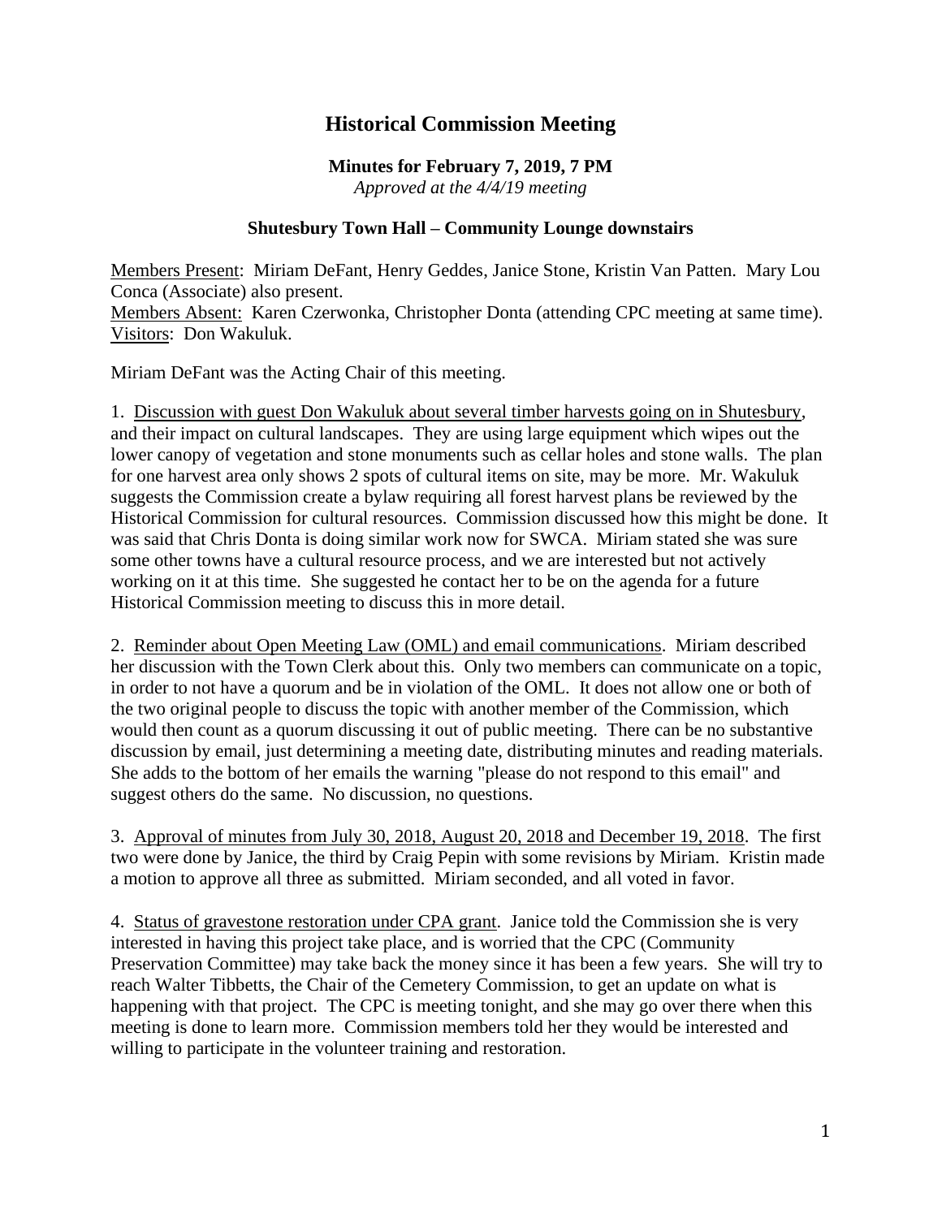# Historical Commission Meeting

**Minutes for February 7, 2019, 7 PM**
*Approved at the 4/4/19 meeting*

**Shutesbury Town Hall – Community Lounge downstairs**

Members Present: Miriam DeFant, Henry Geddes, Janice Stone, Kristin Van Patten. Mary Lou Conca (Associate) also present.
Members Absent: Karen Czerwonka, Christopher Donta (attending CPC meeting at same time).
Visitors: Don Wakuluk.

Miriam DeFant was the Acting Chair of this meeting.

1. Discussion with guest Don Wakuluk about several timber harvests going on in Shutesbury, and their impact on cultural landscapes. They are using large equipment which wipes out the lower canopy of vegetation and stone monuments such as cellar holes and stone walls. The plan for one harvest area only shows 2 spots of cultural items on site, may be more. Mr. Wakuluk suggests the Commission create a bylaw requiring all forest harvest plans be reviewed by the Historical Commission for cultural resources. Commission discussed how this might be done. It was said that Chris Donta is doing similar work now for SWCA. Miriam stated she was sure some other towns have a cultural resource process, and we are interested but not actively working on it at this time. She suggested he contact her to be on the agenda for a future Historical Commission meeting to discuss this in more detail.

2. Reminder about Open Meeting Law (OML) and email communications. Miriam described her discussion with the Town Clerk about this. Only two members can communicate on a topic, in order to not have a quorum and be in violation of the OML. It does not allow one or both of the two original people to discuss the topic with another member of the Commission, which would then count as a quorum discussing it out of public meeting. There can be no substantive discussion by email, just determining a meeting date, distributing minutes and reading materials. She adds to the bottom of her emails the warning "please do not respond to this email" and suggest others do the same. No discussion, no questions.

3. Approval of minutes from July 30, 2018, August 20, 2018 and December 19, 2018. The first two were done by Janice, the third by Craig Pepin with some revisions by Miriam. Kristin made a motion to approve all three as submitted. Miriam seconded, and all voted in favor.

4. Status of gravestone restoration under CPA grant. Janice told the Commission she is very interested in having this project take place, and is worried that the CPC (Community Preservation Committee) may take back the money since it has been a few years. She will try to reach Walter Tibbetts, the Chair of the Cemetery Commission, to get an update on what is happening with that project. The CPC is meeting tonight, and she may go over there when this meeting is done to learn more. Commission members told her they would be interested and willing to participate in the volunteer training and restoration.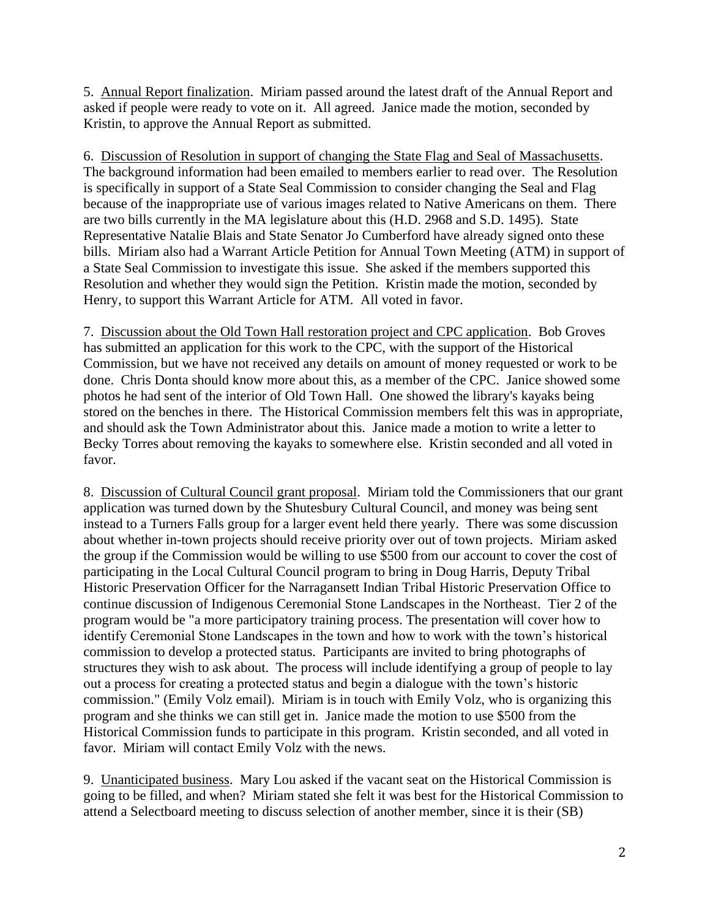5. Annual Report finalization. Miriam passed around the latest draft of the Annual Report and asked if people were ready to vote on it. All agreed. Janice made the motion, seconded by Kristin, to approve the Annual Report as submitted.

6. Discussion of Resolution in support of changing the State Flag and Seal of Massachusetts. The background information had been emailed to members earlier to read over. The Resolution is specifically in support of a State Seal Commission to consider changing the Seal and Flag because of the inappropriate use of various images related to Native Americans on them. There are two bills currently in the MA legislature about this (H.D. 2968 and S.D. 1495). State Representative Natalie Blais and State Senator Jo Cumberford have already signed onto these bills. Miriam also had a Warrant Article Petition for Annual Town Meeting (ATM) in support of a State Seal Commission to investigate this issue. She asked if the members supported this Resolution and whether they would sign the Petition. Kristin made the motion, seconded by Henry, to support this Warrant Article for ATM. All voted in favor.

7. Discussion about the Old Town Hall restoration project and CPC application. Bob Groves has submitted an application for this work to the CPC, with the support of the Historical Commission, but we have not received any details on amount of money requested or work to be done. Chris Donta should know more about this, as a member of the CPC. Janice showed some photos he had sent of the interior of Old Town Hall. One showed the library's kayaks being stored on the benches in there. The Historical Commission members felt this was in appropriate, and should ask the Town Administrator about this. Janice made a motion to write a letter to Becky Torres about removing the kayaks to somewhere else. Kristin seconded and all voted in favor.

8. Discussion of Cultural Council grant proposal. Miriam told the Commissioners that our grant application was turned down by the Shutesbury Cultural Council, and money was being sent instead to a Turners Falls group for a larger event held there yearly. There was some discussion about whether in-town projects should receive priority over out of town projects. Miriam asked the group if the Commission would be willing to use $500 from our account to cover the cost of participating in the Local Cultural Council program to bring in Doug Harris, Deputy Tribal Historic Preservation Officer for the Narragansett Indian Tribal Historic Preservation Office to continue discussion of Indigenous Ceremonial Stone Landscapes in the Northeast. Tier 2 of the program would be "a more participatory training process. The presentation will cover how to identify Ceremonial Stone Landscapes in the town and how to work with the town's historical commission to develop a protected status. Participants are invited to bring photographs of structures they wish to ask about. The process will include identifying a group of people to lay out a process for creating a protected status and begin a dialogue with the town's historic commission." (Emily Volz email). Miriam is in touch with Emily Volz, who is organizing this program and she thinks we can still get in. Janice made the motion to use $500 from the Historical Commission funds to participate in this program. Kristin seconded, and all voted in favor. Miriam will contact Emily Volz with the news.

9. Unanticipated business. Mary Lou asked if the vacant seat on the Historical Commission is going to be filled, and when? Miriam stated she felt it was best for the Historical Commission to attend a Selectboard meeting to discuss selection of another member, since it is their (SB)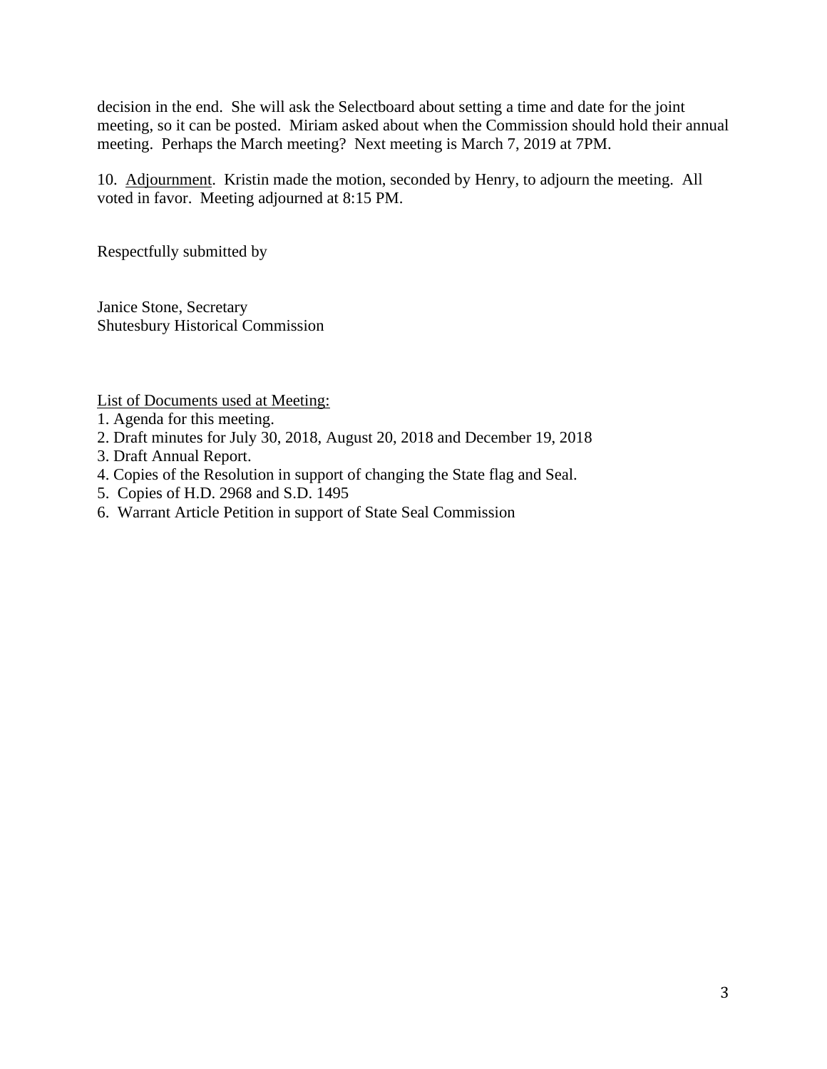decision in the end. She will ask the Selectboard about setting a time and date for the joint meeting, so it can be posted. Miriam asked about when the Commission should hold their annual meeting. Perhaps the March meeting? Next meeting is March 7, 2019 at 7PM.

10. Adjournment. Kristin made the motion, seconded by Henry, to adjourn the meeting. All voted in favor. Meeting adjourned at 8:15 PM.

Respectfully submitted by

Janice Stone, Secretary
Shutesbury Historical Commission

List of Documents used at Meeting:

1. Agenda for this meeting.
2. Draft minutes for July 30, 2018, August 20, 2018 and December 19, 2018
3. Draft Annual Report.
4. Copies of the Resolution in support of changing the State flag and Seal.
5. Copies of H.D. 2968 and S.D. 1495
6. Warrant Article Petition in support of State Seal Commission